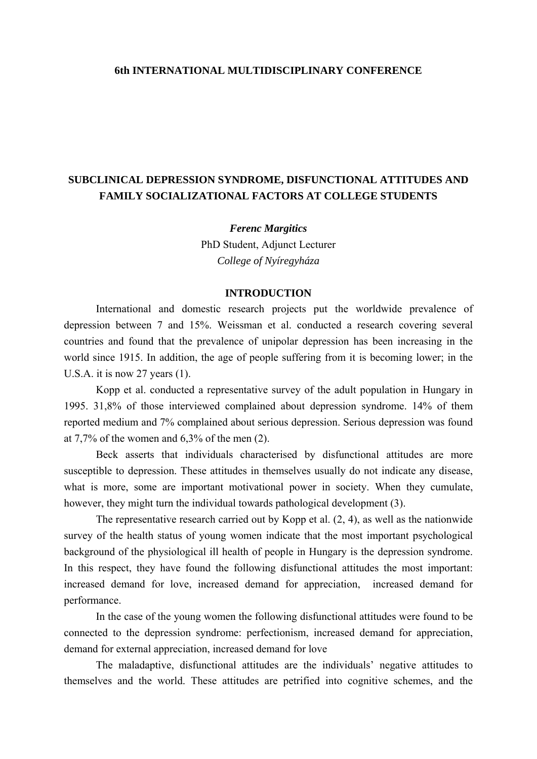**6th INTERNATIONAL MULTIDISCIPLINARY CONFERENCE**

# SUBCLINICAL DEPRESSION SYNDROME, DISFUNCTIONAL ATTITUDES AND FAMILY SOCIALIZATIONAL FACTORS AT COLLEGE STUDENTS

***Ferenc Margitics***
PhD Student, Adjunct Lecturer
*College of Nyíregyháza*

## INTRODUCTION

International and domestic research projects put the worldwide prevalence of depression between 7 and 15%. Weissman et al. conducted a research covering several countries and found that the prevalence of unipolar depression has been increasing in the world since 1915. In addition, the age of people suffering from it is becoming lower; in the U.S.A. it is now 27 years (1).

Kopp et al. conducted a representative survey of the adult population in Hungary in 1995. 31,8% of those interviewed complained about depression syndrome. 14% of them reported medium and 7% complained about serious depression. Serious depression was found at 7,7% of the women and 6,3% of the men (2).

Beck asserts that individuals characterised by disfunctional attitudes are more susceptible to depression. These attitudes in themselves usually do not indicate any disease, what is more, some are important motivational power in society. When they cumulate, however, they might turn the individual towards pathological development (3).

The representative research carried out by Kopp et al. (2, 4), as well as the nationwide survey of the health status of young women indicate that the most important psychological background of the physiological ill health of people in Hungary is the depression syndrome. In this respect, they have found the following disfunctional attitudes the most important: increased demand for love, increased demand for appreciation, increased demand for performance.

In the case of the young women the following disfunctional attitudes were found to be connected to the depression syndrome: perfectionism, increased demand for appreciation, demand for external appreciation, increased demand for love

The maladaptive, disfunctional attitudes are the individuals' negative attitudes to themselves and the world. These attitudes are petrified into cognitive schemes, and the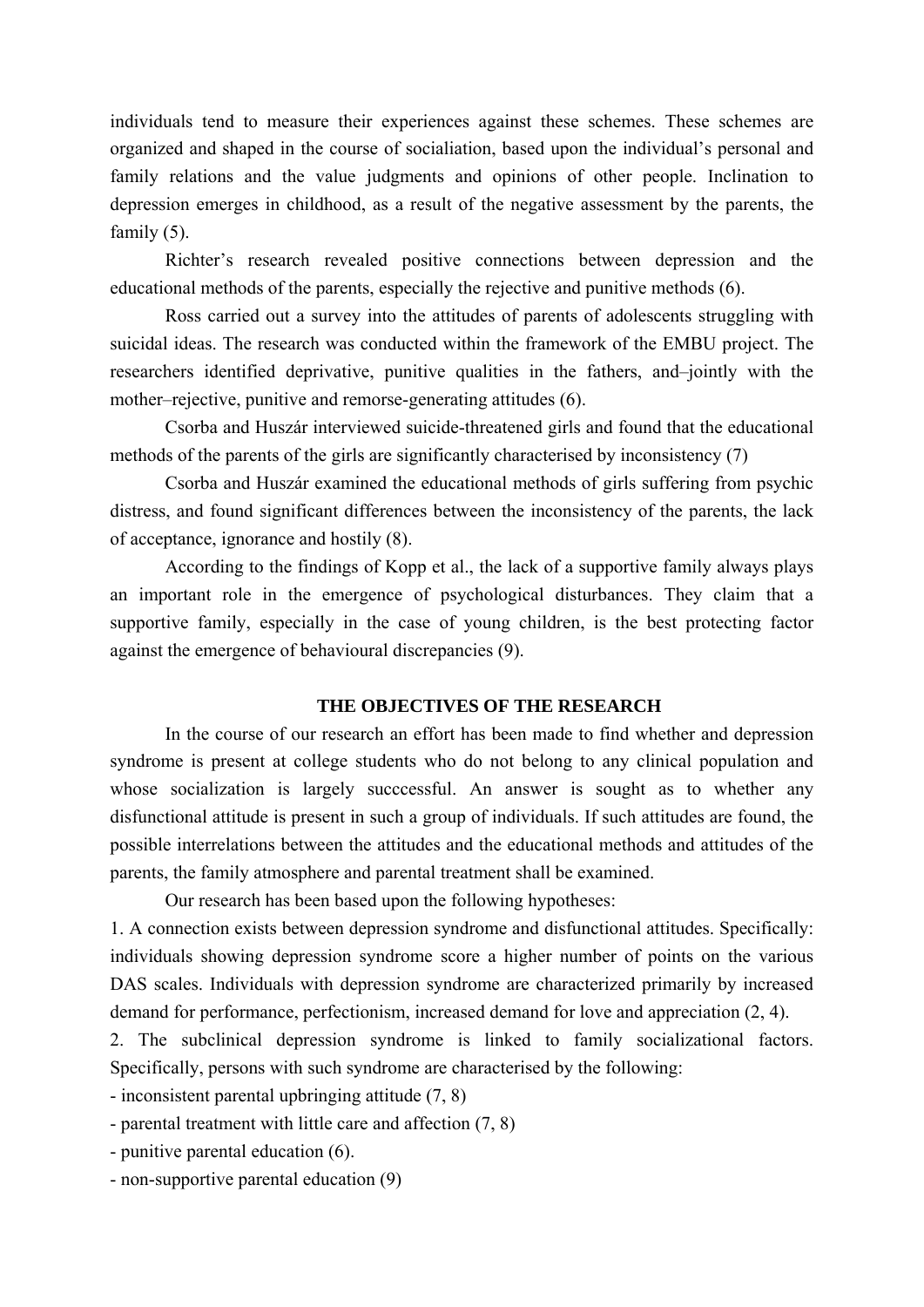individuals tend to measure their experiences against these schemes. These schemes are organized and shaped in the course of socialiation, based upon the individual's personal and family relations and the value judgments and opinions of other people. Inclination to depression emerges in childhood, as a result of the negative assessment by the parents, the family (5).

Richter's research revealed positive connections between depression and the educational methods of the parents, especially the rejective and punitive methods (6).

Ross carried out a survey into the attitudes of parents of adolescents struggling with suicidal ideas. The research was conducted within the framework of the EMBU project. The researchers identified deprivative, punitive qualities in the fathers, and–jointly with the mother–rejective, punitive and remorse-generating attitudes (6).

Csorba and Huszár interviewed suicide-threatened girls and found that the educational methods of the parents of the girls are significantly characterised by inconsistency (7)

Csorba and Huszár examined the educational methods of girls suffering from psychic distress, and found significant differences between the inconsistency of the parents, the lack of acceptance, ignorance and hostily (8).

According to the findings of Kopp et al., the lack of a supportive family always plays an important role in the emergence of psychological disturbances. They claim that a supportive family, especially in the case of young children, is the best protecting factor against the emergence of behavioural discrepancies (9).

## THE OBJECTIVES OF THE RESEARCH

In the course of our research an effort has been made to find whether and depression syndrome is present at college students who do not belong to any clinical population and whose socialization is largely succcessful. An answer is sought as to whether any disfunctional attitude is present in such a group of individuals. If such attitudes are found, the possible interrelations between the attitudes and the educational methods and attitudes of the parents, the family atmosphere and parental treatment shall be examined.

Our research has been based upon the following hypotheses:

1. A connection exists between depression syndrome and disfunctional attitudes. Specifically: individuals showing depression syndrome score a higher number of points on the various DAS scales. Individuals with depression syndrome are characterized primarily by increased demand for performance, perfectionism, increased demand for love and appreciation (2, 4).
2. The subclinical depression syndrome is linked to family socializational factors. Specifically, persons with such syndrome are characterised by the following:

- inconsistent parental upbringing attitude (7, 8)
- parental treatment with little care and affection (7, 8)
- punitive parental education (6).
- non-supportive parental education (9)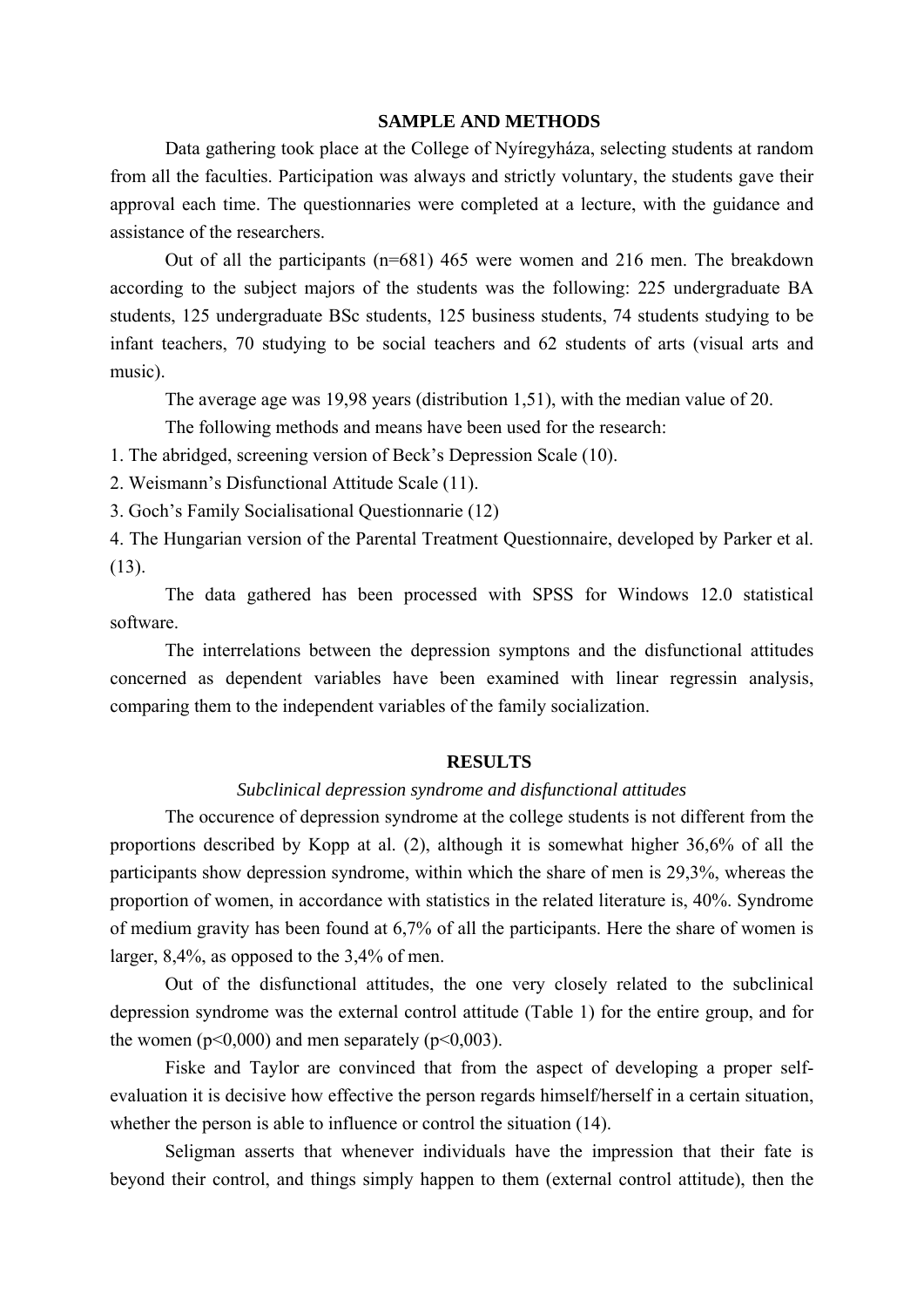## SAMPLE AND METHODS

Data gathering took place at the College of Nyíregyháza, selecting students at random from all the faculties. Participation was always and strictly voluntary, the students gave their approval each time. The questionnaries were completed at a lecture, with the guidance and assistance of the researchers.

Out of all the participants (n=681) 465 were women and 216 men. The breakdown according to the subject majors of the students was the following: 225 undergraduate BA students, 125 undergraduate BSc students, 125 business students, 74 students studying to be infant teachers, 70 studying to be social teachers and 62 students of arts (visual arts and music).

The average age was 19,98 years (distribution 1,51), with the median value of 20.

The following methods and means have been used for the research:

1. The abridged, screening version of Beck's Depression Scale (10).
2. Weismann's Disfunctional Attitude Scale (11).
3. Goch's Family Socialisational Questionnarie (12)
4. The Hungarian version of the Parental Treatment Questionnaire, developed by Parker et al. (13).

The data gathered has been processed with SPSS for Windows 12.0 statistical software.

The interrelations between the depression symptons and the disfunctional attitudes concerned as dependent variables have been examined with linear regressin analysis, comparing them to the independent variables of the family socialization.

## RESULTS

*Subclinical depression syndrome and disfunctional attitudes*

The occurence of depression syndrome at the college students is not different from the proportions described by Kopp at al. (2), although it is somewhat higher 36,6% of all the participants show depression syndrome, within which the share of men is 29,3%, whereas the proportion of women, in accordance with statistics in the related literature is, 40%. Syndrome of medium gravity has been found at 6,7% of all the participants. Here the share of women is larger, 8,4%, as opposed to the 3,4% of men.

Out of the disfunctional attitudes, the one very closely related to the subclinical depression syndrome was the external control attitude (Table 1) for the entire group, and for the women ($p<0,000$) and men separately ($p<0,003$).

Fiske and Taylor are convinced that from the aspect of developing a proper self-evaluation it is decisive how effective the person regards himself/herself in a certain situation, whether the person is able to influence or control the situation (14).

Seligman asserts that whenever individuals have the impression that their fate is beyond their control, and things simply happen to them (external control attitude), then the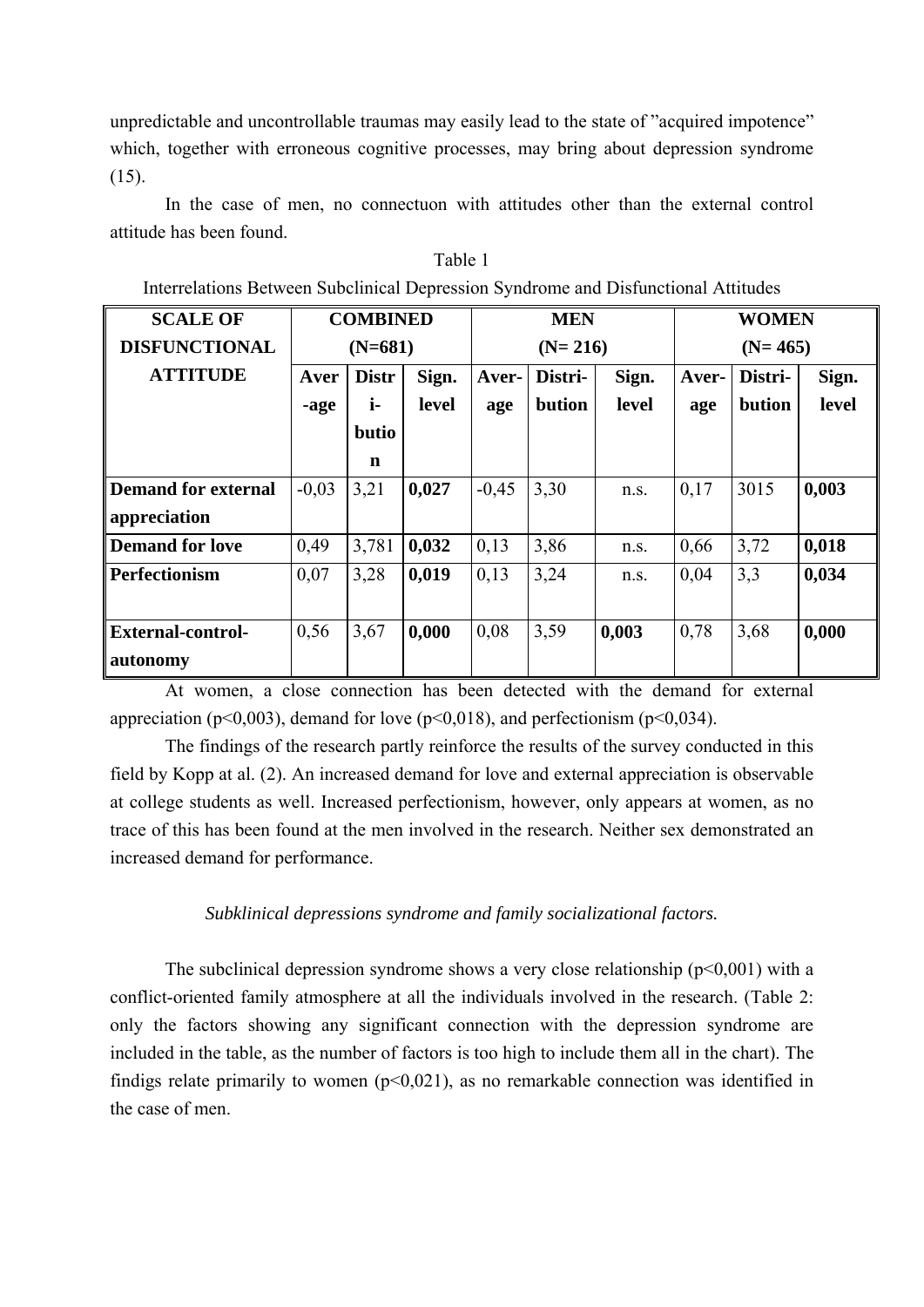unpredictable and uncontrollable traumas may easily lead to the state of "acquired impotence" which, together with erroneous cognitive processes, may bring about depression syndrome (15).

In the case of men, no connectuon with attitudes other than the external control attitude has been found.

Table 1

Interrelations Between Subclinical Depression Syndrome and Disfunctional Attitudes

| SCALE OF DISFUNCTIONAL ATTITUDE | COMBINED (N=681) | | | MEN (N= 216) | | | WOMEN (N= 465) | | |
|---|---|---|---|---|---|---|---|---|---|
| | Average | Distribution | Sign. level | Average | Distribution | Sign. level | Average | Distribution | Sign. level |
| **Demand for external appreciation** | -0,03 | 3,21 | **0,027** | -0,45 | 3,30 | n.s. | 0,17 | 3015 | **0,003** |
| **Demand for love** | 0,49 | 3,781 | **0,032** | 0,13 | 3,86 | n.s. | 0,66 | 3,72 | **0,018** |
| **Perfectionism** | 0,07 | 3,28 | **0,019** | 0,13 | 3,24 | n.s. | 0,04 | 3,3 | **0,034** |
| **External-control-autonomy** | 0,56 | 3,67 | **0,000** | 0,08 | 3,59 | **0,003** | 0,78 | 3,68 | **0,000** |

At women, a close connection has been detected with the demand for external appreciation ($p<0,003$), demand for love ($p<0,018$), and perfectionism ($p<0,034$).

The findings of the research partly reinforce the results of the survey conducted in this field by Kopp at al. (2). An increased demand for love and external appreciation is observable at college students as well. Increased perfectionism, however, only appears at women, as no trace of this has been found at the men involved in the research. Neither sex demonstrated an increased demand for performance.

*Subklinical depressions syndrome and family socializational factors.*

The subclinical depression syndrome shows a very close relationship ($p<0,001$) with a conflict-oriented family atmosphere at all the individuals involved in the research. (Table 2: only the factors showing any significant connection with the depression syndrome are included in the table, as the number of factors is too high to include them all in the chart). The findigs relate primarily to women ($p<0,021$), as no remarkable connection was identified in the case of men.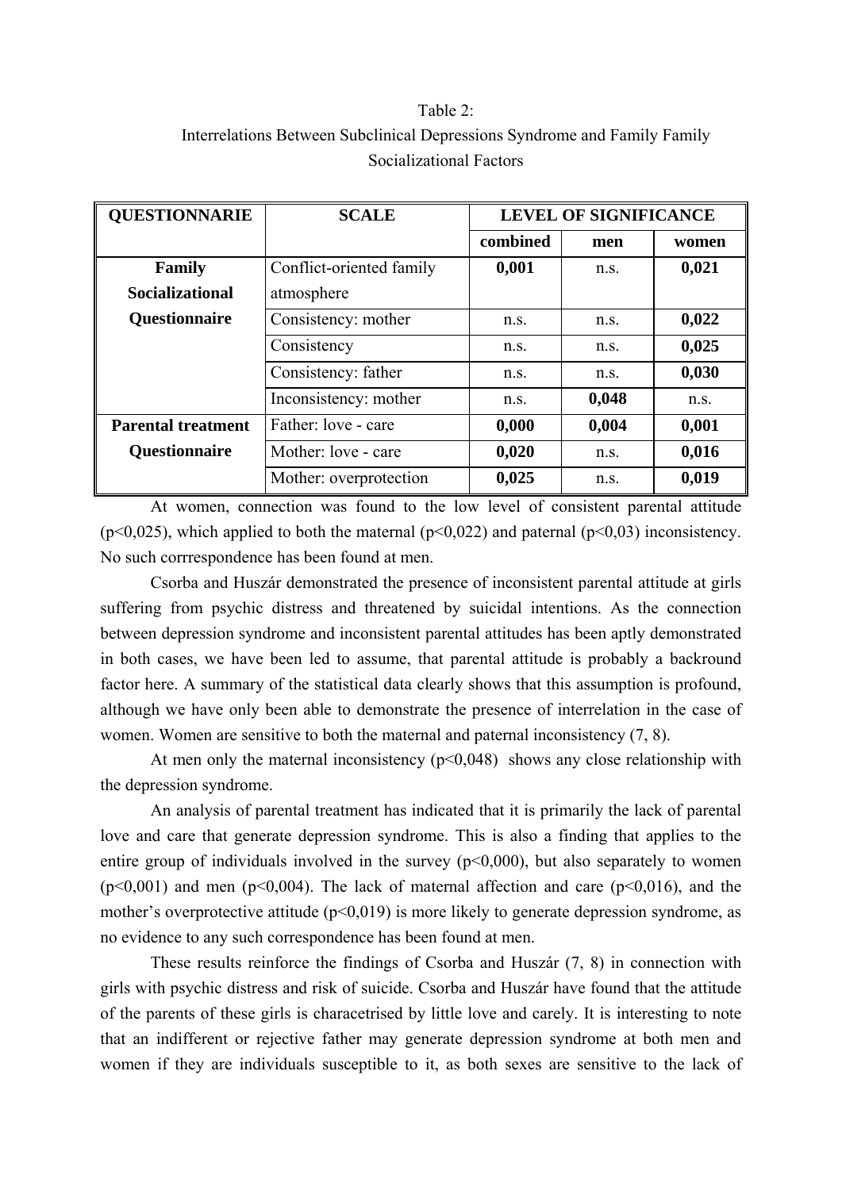Table 2:
Interrelations Between Subclinical Depressions Syndrome and Family Family Socializational Factors

| QUESTIONNARIE | SCALE | LEVEL OF SIGNIFICANCE | | |
|---|---|---|---|---|
| | | **combined** | **men** | **women** |
| **Family Socializational Questionnaire** | Conflict-oriented family atmosphere | **0,001** | n.s. | **0,021** |
| | Consistency: mother | n.s. | n.s. | **0,022** |
| | Consistency | n.s. | n.s. | **0,025** |
| | Consistency: father | n.s. | n.s. | **0,030** |
| | Inconsistency: mother | n.s. | **0,048** | n.s. |
| **Parental treatment Questionnaire** | Father: love - care | **0,000** | **0,004** | **0,001** |
| | Mother: love - care | **0,020** | n.s. | **0,016** |
| | Mother: overprotection | **0,025** | n.s. | **0,019** |

At women, connection was found to the low level of consistent parental attitude ($p<0,025$), which applied to both the maternal ($p<0,022$) and paternal ($p<0,03$) inconsistency. No such corrrespondence has been found at men.

Csorba and Huszár demonstrated the presence of inconsistent parental attitude at girls suffering from psychic distress and threatened by suicidal intentions. As the connection between depression syndrome and inconsistent parental attitudes has been aptly demonstrated in both cases, we have been led to assume, that parental attitude is probably a backround factor here. A summary of the statistical data clearly shows that this assumption is profound, although we have only been able to demonstrate the presence of interrelation in the case of women. Women are sensitive to both the maternal and paternal inconsistency (7, 8).

At men only the maternal inconsistency ($p<0,048$) shows any close relationship with the depression syndrome.

An analysis of parental treatment has indicated that it is primarily the lack of parental love and care that generate depression syndrome. This is also a finding that applies to the entire group of individuals involved in the survey ($p<0,000$), but also separately to women ($p<0,001$) and men ($p<0,004$). The lack of maternal affection and care ($p<0,016$), and the mother's overprotective attitude ($p<0,019$) is more likely to generate depression syndrome, as no evidence to any such correspondence has been found at men.

These results reinforce the findings of Csorba and Huszár (7, 8) in connection with girls with psychic distress and risk of suicide. Csorba and Huszár have found that the attitude of the parents of these girls is charactetrised by little love and carely. It is interesting to note that an indifferent or rejective father may generate depression syndrome at both men and women if they are individuals susceptible to it, as both sexes are sensitive to the lack of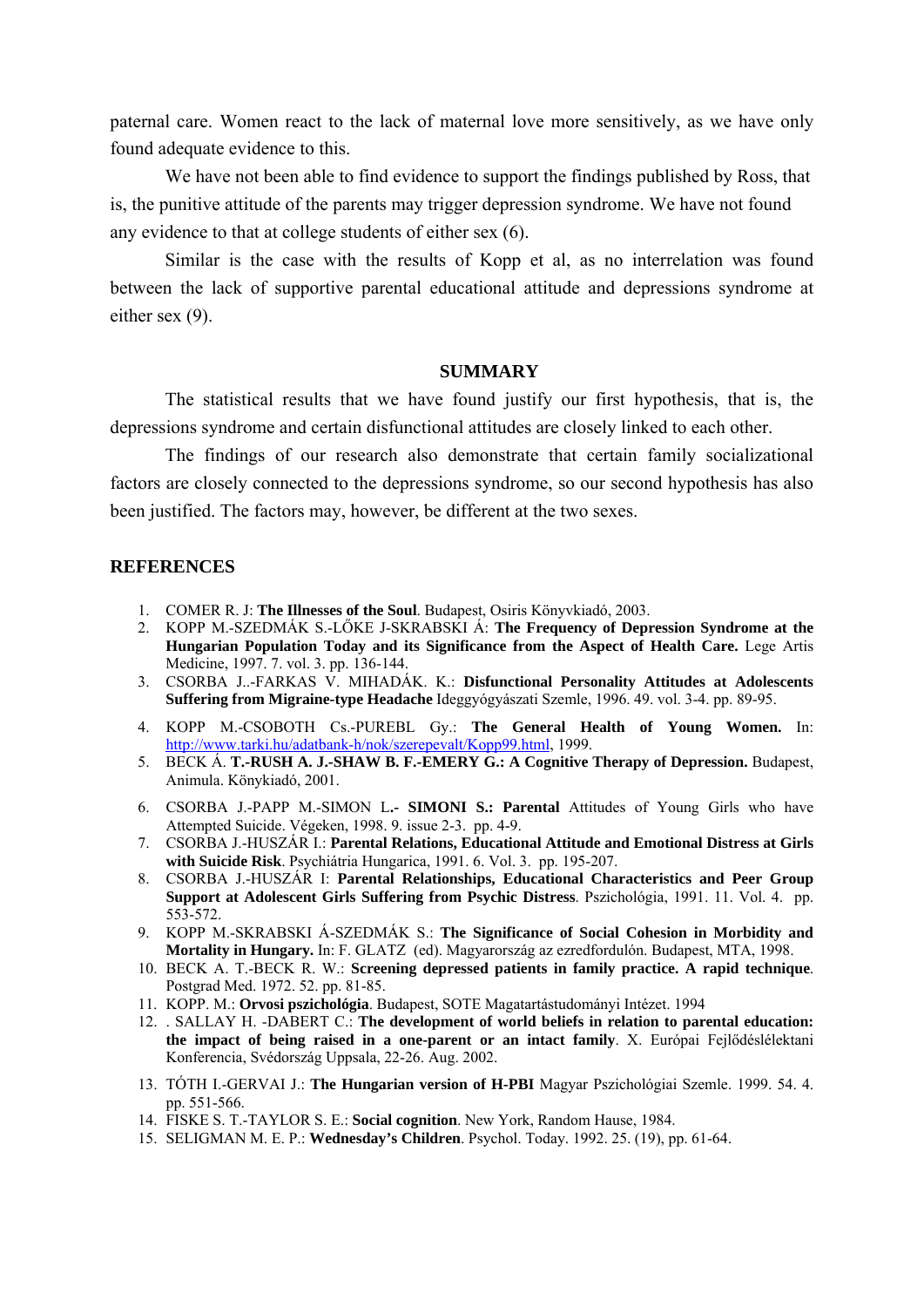paternal care. Women react to the lack of maternal love more sensitively, as we have only found adequate evidence to this.

We have not been able to find evidence to support the findings published by Ross, that is, the punitive attitude of the parents may trigger depression syndrome. We have not found any evidence to that at college students of either sex (6).

Similar is the case with the results of Kopp et al, as no interrelation was found between the lack of supportive parental educational attitude and depressions syndrome at either sex (9).

## SUMMARY

The statistical results that we have found justify our first hypothesis, that is, the depressions syndrome and certain disfunctional attitudes are closely linked to each other.

The findings of our research also demonstrate that certain family socializational factors are closely connected to the depressions syndrome, so our second hypothesis has also been justified. The factors may, however, be different at the two sexes.

## REFERENCES

1. COMER R. J: **The Illnesses of the Soul**. Budapest, Osiris Könyvkiadó, 2003.
2. KOPP M.-SZEDMÁK S.-LŐKE J-SKRABSKI Á: **The Frequency of Depression Syndrome at the Hungarian Population Today and its Significance from the Aspect of Health Care.** Lege Artis Medicine, 1997. 7. vol. 3. pp. 136-144.
3. CSORBA J..-FARKAS V. MIHADÁK. K.: **Disfunctional Personality Attitudes at Adolescents Suffering from Migraine-type Headache** Ideggyógyászati Szemle, 1996. 49. vol. 3-4. pp. 89-95.
4. KOPP M.-CSOBOTH Cs.-PUREBL Gy.: **The General Health of Young Women.** In: http://www.tarki.hu/adatbank-h/nok/szerepevalt/Kopp99.html, 1999.
5. BECK Á. **T.-RUSH A. J.-SHAW B. F.-EMERY G.: A Cognitive Therapy of Depression.** Budapest, Animula. Könykiadó, 2001.
6. CSORBA J.-PAPP M.-SIMON L**.- SIMONI S.: Parental** Attitudes of Young Girls who have Attempted Suicide. Végeken, 1998. 9. issue 2-3. pp. 4-9.
7. CSORBA J.-HUSZÁR I.: **Parental Relations, Educational Attitude and Emotional Distress at Girls with Suicide Risk**. Psychiátria Hungarica, 1991. 6. Vol. 3. pp. 195-207.
8. CSORBA J.-HUSZÁR I: **Parental Relationships, Educational Characteristics and Peer Group Support at Adolescent Girls Suffering from Psychic Distress**. Pszichológia, 1991. 11. Vol. 4. pp. 553-572.
9. KOPP M.-SKRABSKI Á-SZEDMÁK S.: **The Significance of Social Cohesion in Morbidity and Mortality in Hungary.** In: F. GLATZ (ed). Magyarország az ezredfordulón. Budapest, MTA, 1998.
10. BECK A. T.-BECK R. W.: **Screening depressed patients in family practice. A rapid technique**. Postgrad Med. 1972. 52. pp. 81-85.
11. KOPP. M.: **Orvosi pszichológia**. Budapest, SOTE Magatartástudományi Intézet. 1994
12. . SALLAY H. -DABERT C.: **The development of world beliefs in relation to parental education: the impact of being raised in a one-parent or an intact family**. X. Európai Fejlődéslélektani Konferencia, Svédország Uppsala, 22-26. Aug. 2002.
13. TÓTH I.-GERVAI J.: **The Hungarian version of H-PBI** Magyar Pszichológiai Szemle. 1999. 54. 4. pp. 551-566.
14. FISKE S. T.-TAYLOR S. E.: **Social cognition**. New York, Random Hause, 1984.
15. SELIGMAN M. E. P.: **Wednesday's Children**. Psychol. Today. 1992. 25. (19), pp. 61-64.